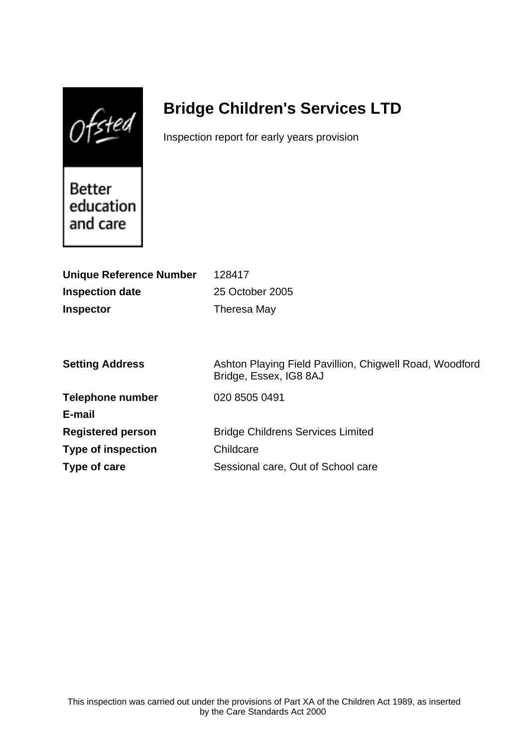Ofsted

Better education and care

# Bridge Children's Services LTD

Inspection report for early years provision

| | |
|---|---|
| **Unique Reference Number** | 128417 |
| **Inspection date** | 25 October 2005 |
| **Inspector** | Theresa May |

| | |
|---|---|
| **Setting Address** | Ashton Playing Field Pavillion, Chigwell Road, Woodford Bridge, Essex, IG8 8AJ |
| **Telephone number** | 020 8505 0491 |
| **E-mail** | |
| **Registered person** | Bridge Childrens Services Limited |
| **Type of inspection** | Childcare |
| **Type of care** | Sessional care, Out of School care |

This inspection was carried out under the provisions of Part XA of the Children Act 1989, as inserted by the Care Standards Act 2000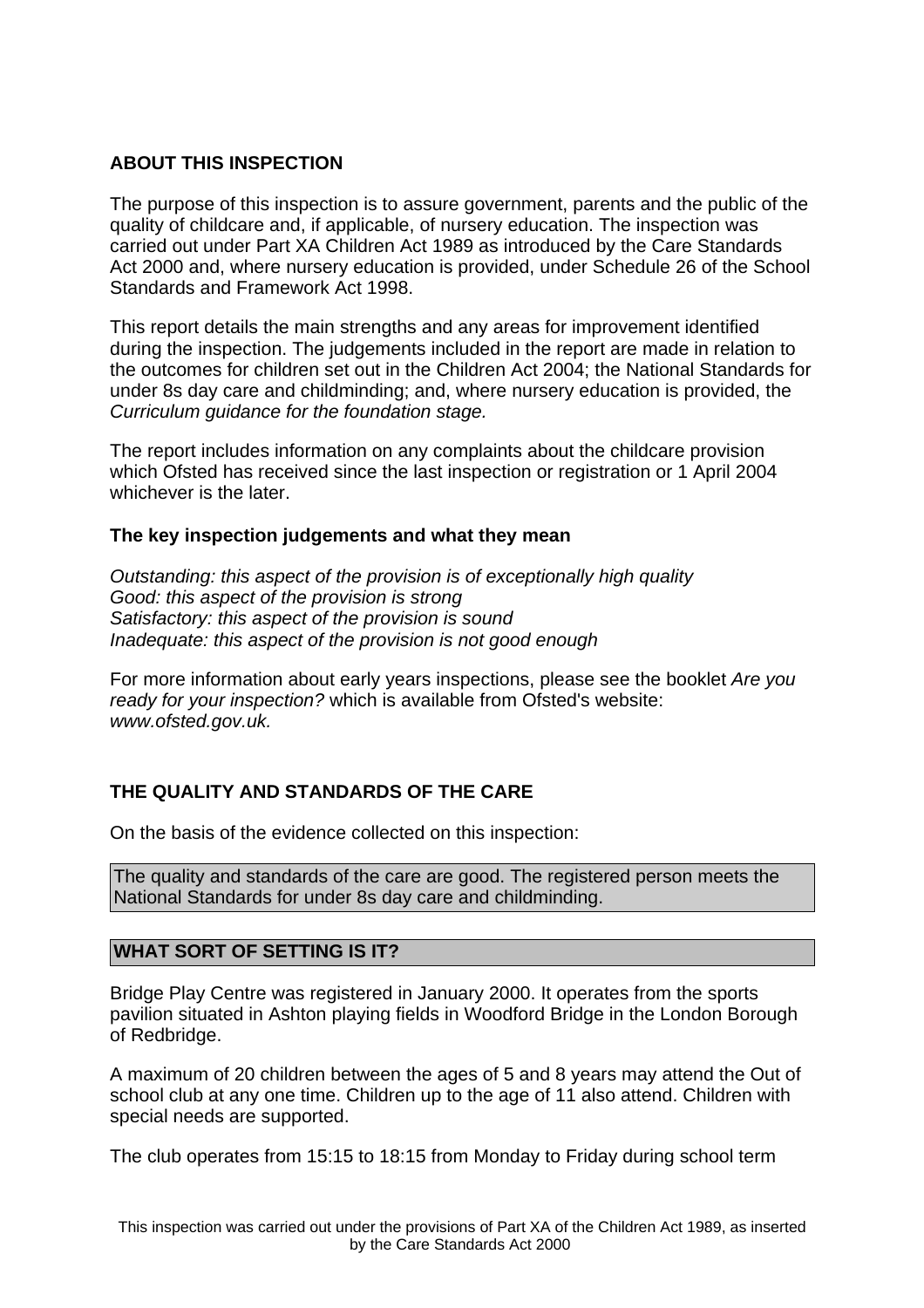## ABOUT THIS INSPECTION

The purpose of this inspection is to assure government, parents and the public of the quality of childcare and, if applicable, of nursery education. The inspection was carried out under Part XA Children Act 1989 as introduced by the Care Standards Act 2000 and, where nursery education is provided, under Schedule 26 of the School Standards and Framework Act 1998.

This report details the main strengths and any areas for improvement identified during the inspection. The judgements included in the report are made in relation to the outcomes for children set out in the Children Act 2004; the National Standards for under 8s day care and childminding; and, where nursery education is provided, the *Curriculum guidance for the foundation stage.*

The report includes information on any complaints about the childcare provision which Ofsted has received since the last inspection or registration or 1 April 2004 whichever is the later.

### The key inspection judgements and what they mean

*Outstanding: this aspect of the provision is of exceptionally high quality*
*Good: this aspect of the provision is strong*
*Satisfactory: this aspect of the provision is sound*
*Inadequate: this aspect of the provision is not good enough*

For more information about early years inspections, please see the booklet *Are you ready for your inspection?* which is available from Ofsted's website: *www.ofsted.gov.uk.*

## THE QUALITY AND STANDARDS OF THE CARE

On the basis of the evidence collected on this inspection:

The quality and standards of the care are good. The registered person meets the National Standards for under 8s day care and childminding.

## WHAT SORT OF SETTING IS IT?

Bridge Play Centre was registered in January 2000. It operates from the sports pavilion situated in Ashton playing fields in Woodford Bridge in the London Borough of Redbridge.

A maximum of 20 children between the ages of 5 and 8 years may attend the Out of school club at any one time. Children up to the age of 11 also attend. Children with special needs are supported.

The club operates from 15:15 to 18:15 from Monday to Friday during school term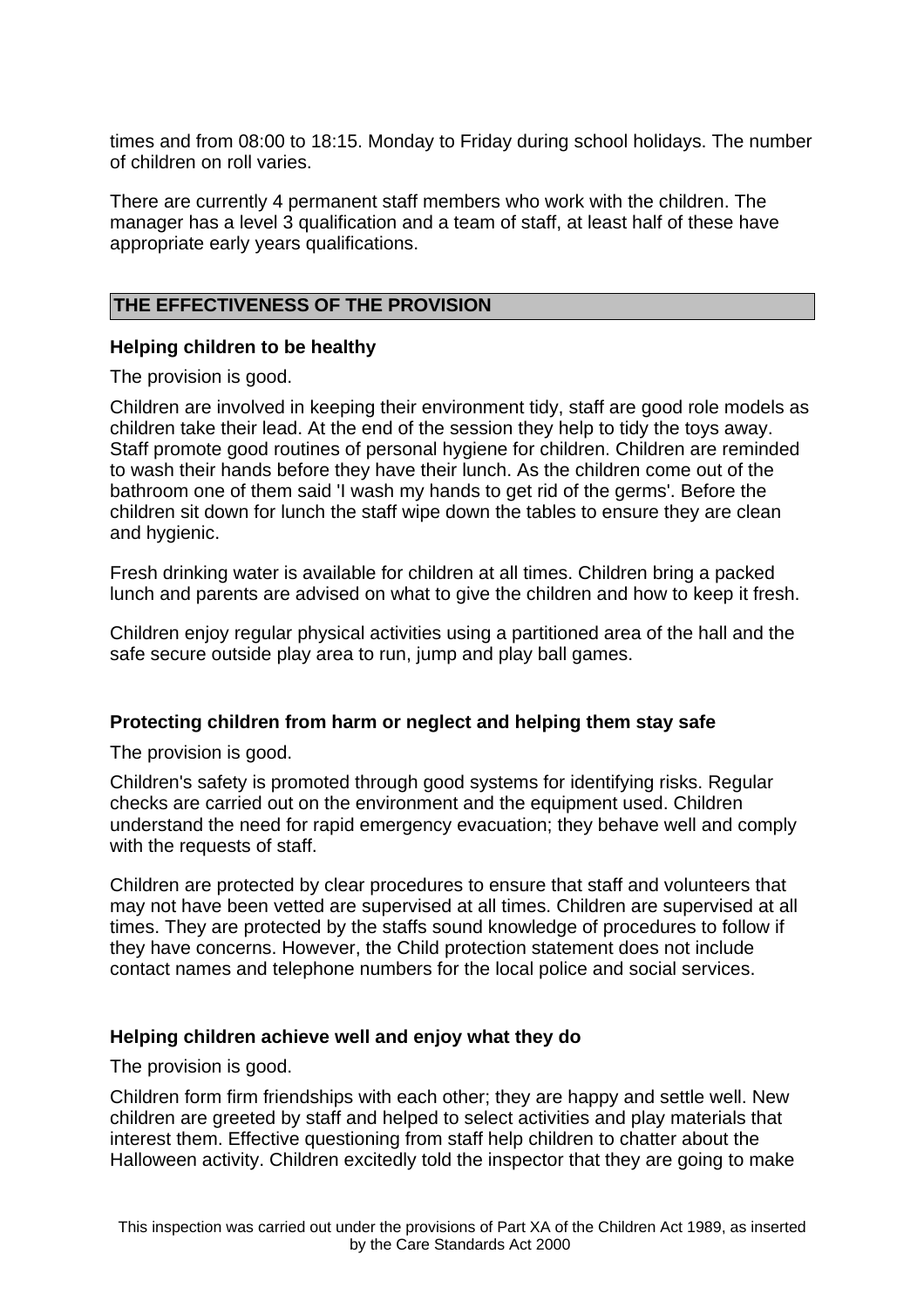times and from 08:00 to 18:15. Monday to Friday during school holidays. The number of children on roll varies.

There are currently 4 permanent staff members who work with the children. The manager has a level 3 qualification and a team of staff, at least half of these have appropriate early years qualifications.

## THE EFFECTIVENESS OF THE PROVISION

**Helping children to be healthy**

The provision is good.

Children are involved in keeping their environment tidy, staff are good role models as children take their lead. At the end of the session they help to tidy the toys away. Staff promote good routines of personal hygiene for children. Children are reminded to wash their hands before they have their lunch. As the children come out of the bathroom one of them said 'I wash my hands to get rid of the germs'. Before the children sit down for lunch the staff wipe down the tables to ensure they are clean and hygienic.

Fresh drinking water is available for children at all times. Children bring a packed lunch and parents are advised on what to give the children and how to keep it fresh.

Children enjoy regular physical activities using a partitioned area of the hall and the safe secure outside play area to run, jump and play ball games.

**Protecting children from harm or neglect and helping them stay safe**

The provision is good.

Children's safety is promoted through good systems for identifying risks. Regular checks are carried out on the environment and the equipment used. Children understand the need for rapid emergency evacuation; they behave well and comply with the requests of staff.

Children are protected by clear procedures to ensure that staff and volunteers that may not have been vetted are supervised at all times. Children are supervised at all times. They are protected by the staffs sound knowledge of procedures to follow if they have concerns. However, the Child protection statement does not include contact names and telephone numbers for the local police and social services.

**Helping children achieve well and enjoy what they do**

The provision is good.

Children form firm friendships with each other; they are happy and settle well. New children are greeted by staff and helped to select activities and play materials that interest them. Effective questioning from staff help children to chatter about the Halloween activity. Children excitedly told the inspector that they are going to make

This inspection was carried out under the provisions of Part XA of the Children Act 1989, as inserted by the Care Standards Act 2000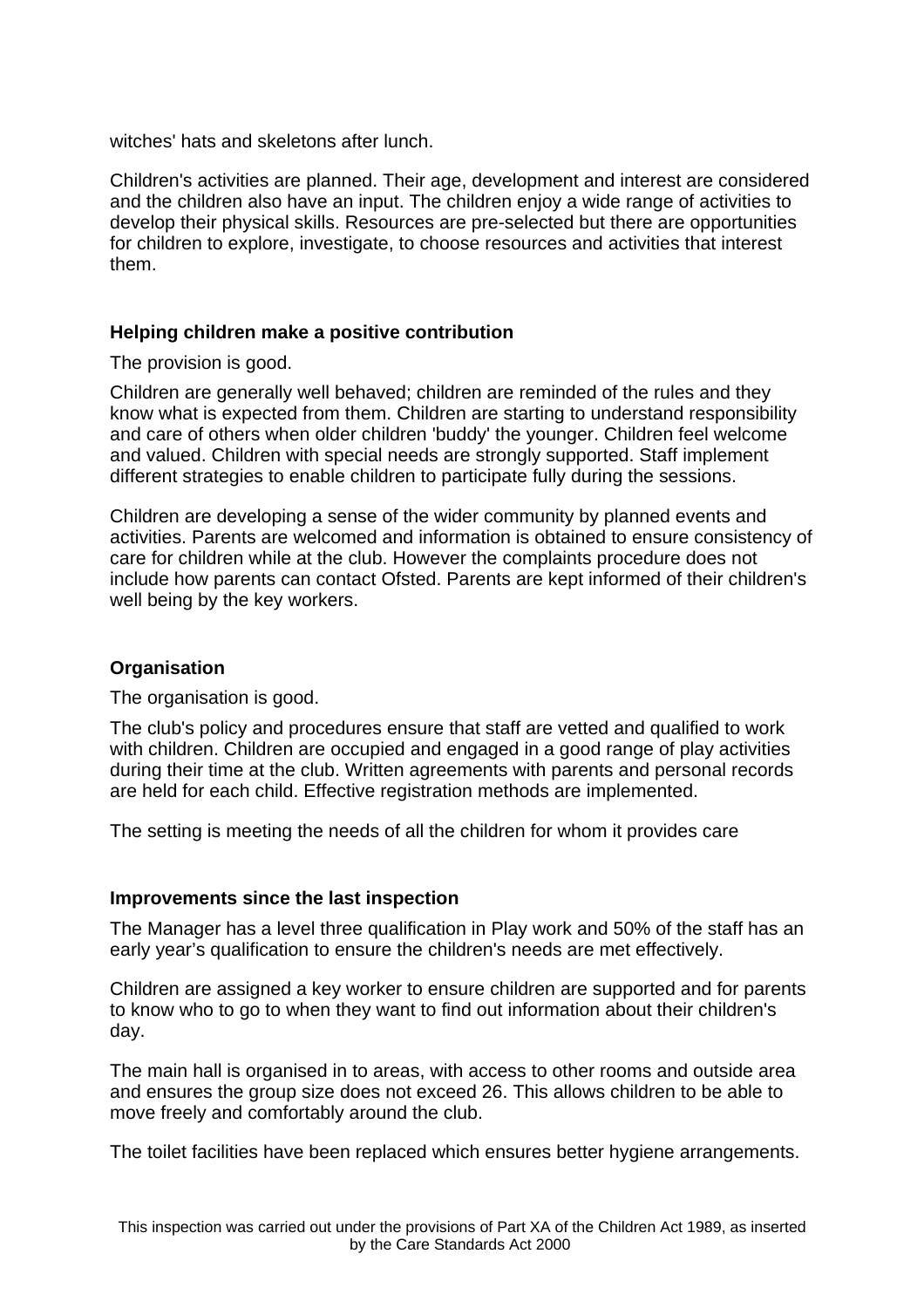witches' hats and skeletons after lunch.

Children's activities are planned. Their age, development and interest are considered and the children also have an input. The children enjoy a wide range of activities to develop their physical skills. Resources are pre-selected but there are opportunities for children to explore, investigate, to choose resources and activities that interest them.

### Helping children make a positive contribution

The provision is good.

Children are generally well behaved; children are reminded of the rules and they know what is expected from them. Children are starting to understand responsibility and care of others when older children 'buddy' the younger. Children feel welcome and valued. Children with special needs are strongly supported. Staff implement different strategies to enable children to participate fully during the sessions.

Children are developing a sense of the wider community by planned events and activities. Parents are welcomed and information is obtained to ensure consistency of care for children while at the club. However the complaints procedure does not include how parents can contact Ofsted. Parents are kept informed of their children's well being by the key workers.

### Organisation

The organisation is good.

The club's policy and procedures ensure that staff are vetted and qualified to work with children. Children are occupied and engaged in a good range of play activities during their time at the club. Written agreements with parents and personal records are held for each child. Effective registration methods are implemented.

The setting is meeting the needs of all the children for whom it provides care

### Improvements since the last inspection

The Manager has a level three qualification in Play work and 50% of the staff has an early year's qualification to ensure the children's needs are met effectively.

Children are assigned a key worker to ensure children are supported and for parents to know who to go to when they want to find out information about their children's day.

The main hall is organised in to areas, with access to other rooms and outside area and ensures the group size does not exceed 26. This allows children to be able to move freely and comfortably around the club.

The toilet facilities have been replaced which ensures better hygiene arrangements.

This inspection was carried out under the provisions of Part XA of the Children Act 1989, as inserted by the Care Standards Act 2000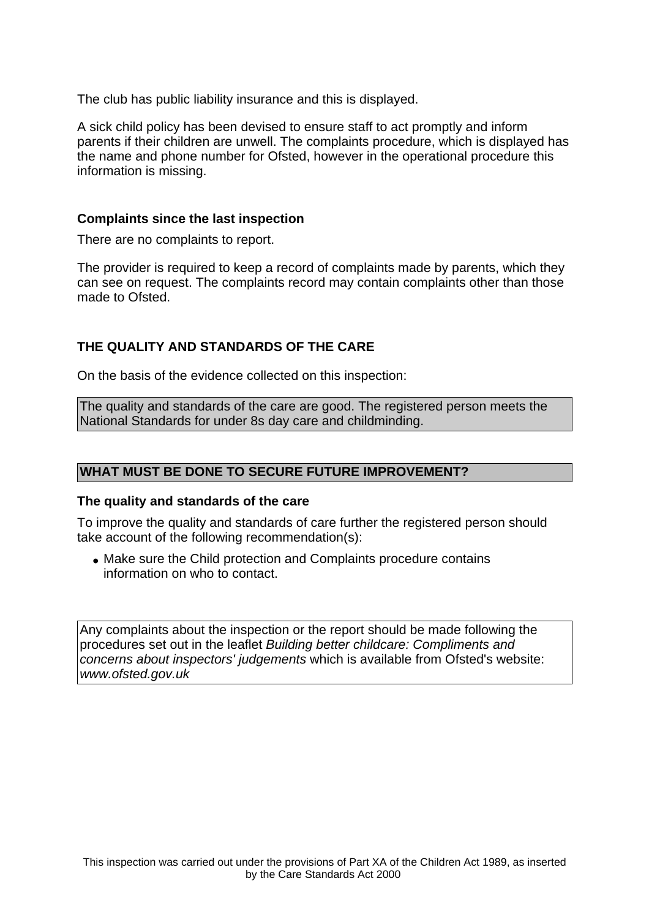The club has public liability insurance and this is displayed.

A sick child policy has been devised to ensure staff to act promptly and inform parents if their children are unwell. The complaints procedure, which is displayed has the name and phone number for Ofsted, however in the operational procedure this information is missing.

### Complaints since the last inspection

There are no complaints to report.

The provider is required to keep a record of complaints made by parents, which they can see on request. The complaints record may contain complaints other than those made to Ofsted.

## THE QUALITY AND STANDARDS OF THE CARE

On the basis of the evidence collected on this inspection:

The quality and standards of the care are good. The registered person meets the National Standards for under 8s day care and childminding.

## WHAT MUST BE DONE TO SECURE FUTURE IMPROVEMENT?

### The quality and standards of the care

To improve the quality and standards of care further the registered person should take account of the following recommendation(s):

- Make sure the Child protection and Complaints procedure contains information on who to contact.

Any complaints about the inspection or the report should be made following the procedures set out in the leaflet *Building better childcare: Compliments and concerns about inspectors' judgements* which is available from Ofsted's website: *www.ofsted.gov.uk*

This inspection was carried out under the provisions of Part XA of the Children Act 1989, as inserted by the Care Standards Act 2000